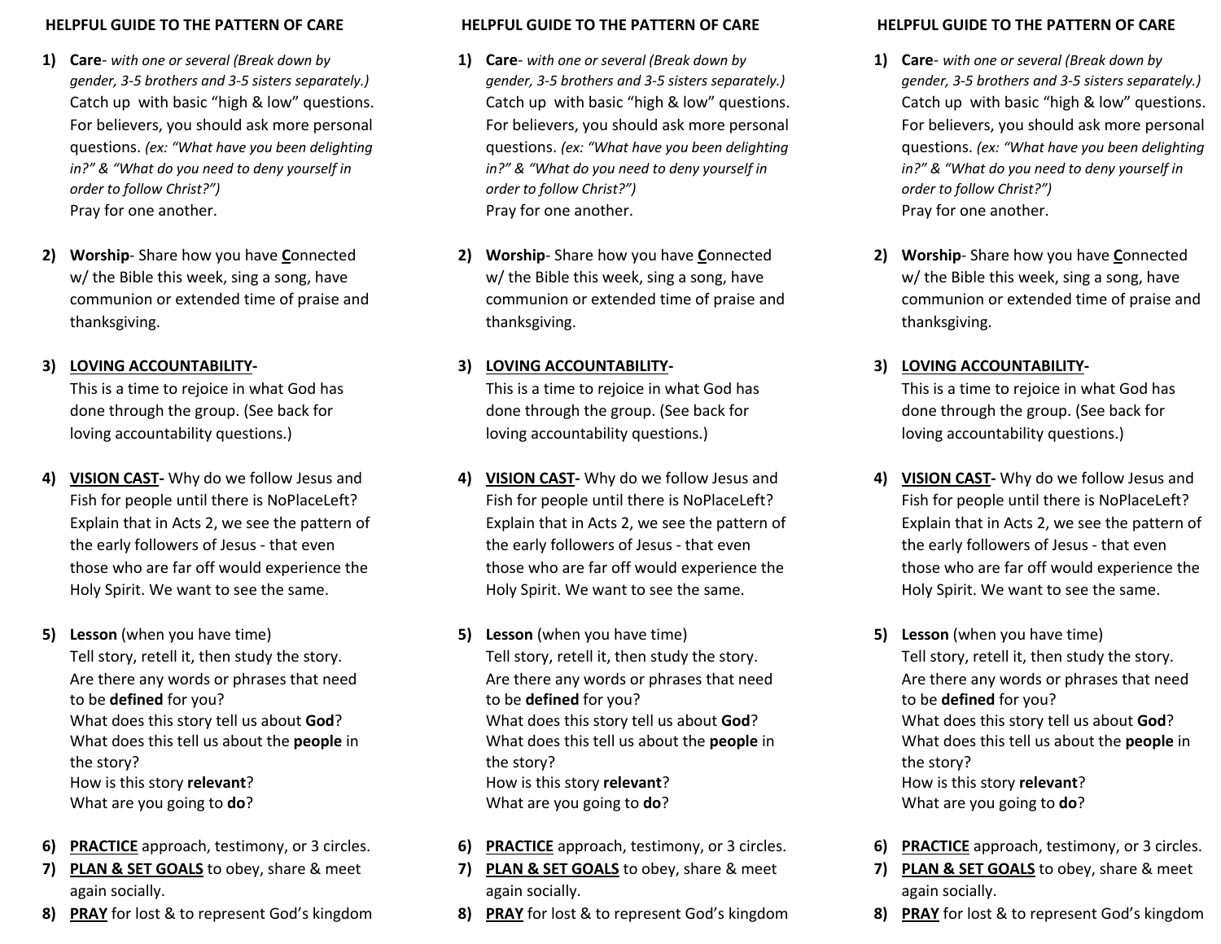## HELPFUL GUIDE TO THE PATTERN OF CARE

1) **Care**- *with one or several (Break down by gender, 3-5 brothers and 3-5 sisters separately.)*
   Catch up with basic "high & low" questions.
   For believers, you should ask more personal questions. *(ex: "What have you been delighting in?" & "What do you need to deny yourself in order to follow Christ?")*
   Pray for one another.

2) **Worship**- Share how you have **C**onnected w/ the Bible this week, sing a song, have communion or extended time of praise and thanksgiving.

3) **LOVING ACCOUNTABILITY-**
   This is a time to rejoice in what God has done through the group. (See back for loving accountability questions.)

4) **VISION CAST-** Why do we follow Jesus and Fish for people until there is NoPlaceLeft? Explain that in Acts 2, we see the pattern of the early followers of Jesus - that even those who are far off would experience the Holy Spirit. We want to see the same.

5) **Lesson** (when you have time)
   Tell story, retell it, then study the story.
   Are there any words or phrases that need to be **defined** for you?
   What does this story tell us about **God**?
   What does this tell us about the **people** in the story?
   How is this story **relevant**?
   What are you going to **do**?

6) **PRACTICE** approach, testimony, or 3 circles.
7) **PLAN & SET GOALS** to obey, share & meet again socially.
8) **PRAY** for lost & to represent God's kingdom

## HELPFUL GUIDE TO THE PATTERN OF CARE

1) **Care**- *with one or several (Break down by gender, 3-5 brothers and 3-5 sisters separately.)*
   Catch up with basic "high & low" questions.
   For believers, you should ask more personal questions. *(ex: "What have you been delighting in?" & "What do you need to deny yourself in order to follow Christ?")*
   Pray for one another.

2) **Worship**- Share how you have **C**onnected w/ the Bible this week, sing a song, have communion or extended time of praise and thanksgiving.

3) **LOVING ACCOUNTABILITY-**
   This is a time to rejoice in what God has done through the group. (See back for loving accountability questions.)

4) **VISION CAST-** Why do we follow Jesus and Fish for people until there is NoPlaceLeft? Explain that in Acts 2, we see the pattern of the early followers of Jesus - that even those who are far off would experience the Holy Spirit. We want to see the same.

5) **Lesson** (when you have time)
   Tell story, retell it, then study the story.
   Are there any words or phrases that need to be **defined** for you?
   What does this story tell us about **God**?
   What does this tell us about the **people** in the story?
   How is this story **relevant**?
   What are you going to **do**?

6) **PRACTICE** approach, testimony, or 3 circles.
7) **PLAN & SET GOALS** to obey, share & meet again socially.
8) **PRAY** for lost & to represent God's kingdom

## HELPFUL GUIDE TO THE PATTERN OF CARE

1) **Care**- *with one or several (Break down by gender, 3-5 brothers and 3-5 sisters separately.)*
   Catch up with basic "high & low" questions.
   For believers, you should ask more personal questions. *(ex: "What have you been delighting in?" & "What do you need to deny yourself in order to follow Christ?")*
   Pray for one another.

2) **Worship**- Share how you have **C**onnected w/ the Bible this week, sing a song, have communion or extended time of praise and thanksgiving.

3) **LOVING ACCOUNTABILITY-**
   This is a time to rejoice in what God has done through the group. (See back for loving accountability questions.)

4) **VISION CAST-** Why do we follow Jesus and Fish for people until there is NoPlaceLeft? Explain that in Acts 2, we see the pattern of the early followers of Jesus - that even those who are far off would experience the Holy Spirit. We want to see the same.

5) **Lesson** (when you have time)
   Tell story, retell it, then study the story.
   Are there any words or phrases that need to be **defined** for you?
   What does this story tell us about **God**?
   What does this tell us about the **people** in the story?
   How is this story **relevant**?
   What are you going to **do**?

6) **PRACTICE** approach, testimony, or 3 circles.
7) **PLAN & SET GOALS** to obey, share & meet again socially.
8) **PRAY** for lost & to represent God's kingdom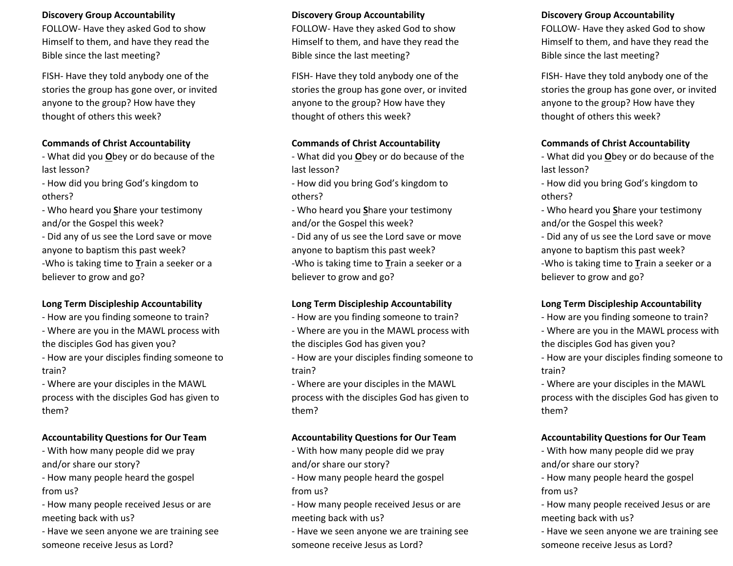**Discovery Group Accountability**
FOLLOW- Have they asked God to show Himself to them, and have they read the Bible since the last meeting?

FISH- Have they told anybody one of the stories the group has gone over, or invited anyone to the group? How have they thought of others this week?

**Commands of Christ Accountability**
- What did you **O**bey or do because of the last lesson?
- How did you bring God's kingdom to others?
- Who heard you **S**hare your testimony and/or the Gospel this week?
- Did any of us see the Lord save or move anyone to baptism this past week?
-Who is taking time to **T**rain a seeker or a believer to grow and go?

**Long Term Discipleship Accountability**
- How are you finding someone to train?
- Where are you in the MAWL process with the disciples God has given you?
- How are your disciples finding someone to train?
- Where are your disciples in the MAWL process with the disciples God has given to them?

**Accountability Questions for Our Team**
- With how many people did we pray and/or share our story?
- How many people heard the gospel from us?
- How many people received Jesus or are meeting back with us?
- Have we seen anyone we are training see someone receive Jesus as Lord?

**Discovery Group Accountability**
FOLLOW- Have they asked God to show Himself to them, and have they read the Bible since the last meeting?

FISH- Have they told anybody one of the stories the group has gone over, or invited anyone to the group? How have they thought of others this week?

**Commands of Christ Accountability**
- What did you **O**bey or do because of the last lesson?
- How did you bring God's kingdom to others?
- Who heard you **S**hare your testimony and/or the Gospel this week?
- Did any of us see the Lord save or move anyone to baptism this past week?
-Who is taking time to **T**rain a seeker or a believer to grow and go?

**Long Term Discipleship Accountability**
- How are you finding someone to train?
- Where are you in the MAWL process with the disciples God has given you?
- How are your disciples finding someone to train?
- Where are your disciples in the MAWL process with the disciples God has given to them?

**Accountability Questions for Our Team**
- With how many people did we pray and/or share our story?
- How many people heard the gospel from us?
- How many people received Jesus or are meeting back with us?
- Have we seen anyone we are training see someone receive Jesus as Lord?

**Discovery Group Accountability**
FOLLOW- Have they asked God to show Himself to them, and have they read the Bible since the last meeting?

FISH- Have they told anybody one of the stories the group has gone over, or invited anyone to the group? How have they thought of others this week?

**Commands of Christ Accountability**
- What did you **O**bey or do because of the last lesson?
- How did you bring God's kingdom to others?
- Who heard you **S**hare your testimony and/or the Gospel this week?
- Did any of us see the Lord save or move anyone to baptism this past week?
-Who is taking time to **T**rain a seeker or a believer to grow and go?

**Long Term Discipleship Accountability**
- How are you finding someone to train?
- Where are you in the MAWL process with the disciples God has given you?
- How are your disciples finding someone to train?
- Where are your disciples in the MAWL process with the disciples God has given to them?

**Accountability Questions for Our Team**
- With how many people did we pray and/or share our story?
- How many people heard the gospel from us?
- How many people received Jesus or are meeting back with us?
- Have we seen anyone we are training see someone receive Jesus as Lord?